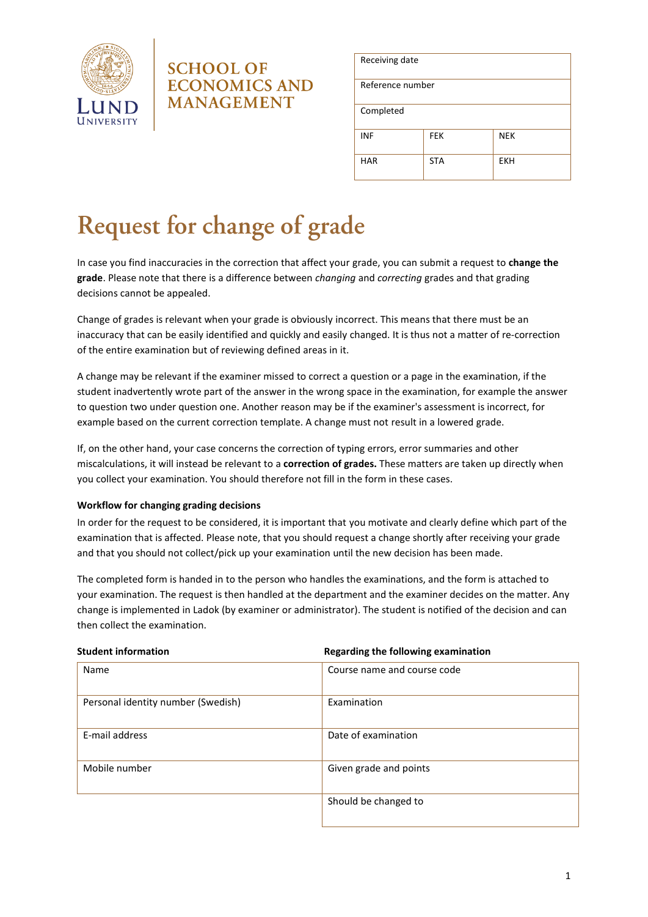SCHOOL OF ECONOMICS AND MANAGEMENT

| Receiving date | | |
|---|---|---|
| Reference number | | |
| Completed | | |
| INF | FEK | NEK |
| HAR | STA | EKH |

# Request for change of grade

In case you find inaccuracies in the correction that affect your grade, you can submit a request to **change the grade**. Please note that there is a difference between *changing* and *correcting* grades and that grading decisions cannot be appealed.

Change of grades is relevant when your grade is obviously incorrect. This means that there must be an inaccuracy that can be easily identified and quickly and easily changed. It is thus not a matter of re-correction of the entire examination but of reviewing defined areas in it.

A change may be relevant if the examiner missed to correct a question or a page in the examination, if the student inadvertently wrote part of the answer in the wrong space in the examination, for example the answer to question two under question one. Another reason may be if the examiner's assessment is incorrect, for example based on the current correction template. A change must not result in a lowered grade.

If, on the other hand, your case concerns the correction of typing errors, error summaries and other miscalculations, it will instead be relevant to a **correction of grades.** These matters are taken up directly when you collect your examination. You should therefore not fill in the form in these cases.

**Workflow for changing grading decisions**

In order for the request to be considered, it is important that you motivate and clearly define which part of the examination that is affected. Please note, that you should request a change shortly after receiving your grade and that you should not collect/pick up your examination until the new decision has been made.

The completed form is handed in to the person who handles the examinations, and the form is attached to your examination. The request is then handled at the department and the examiner decides on the matter. Any change is implemented in Ladok (by examiner or administrator). The student is notified of the decision and can then collect the examination.

| **Student information** | **Regarding the following examination** |
|---|---|
| Name | Course name and course code |
| Personal identity number (Swedish) | Examination |
| E-mail address | Date of examination |
| Mobile number | Given grade and points |
| | Should be changed to |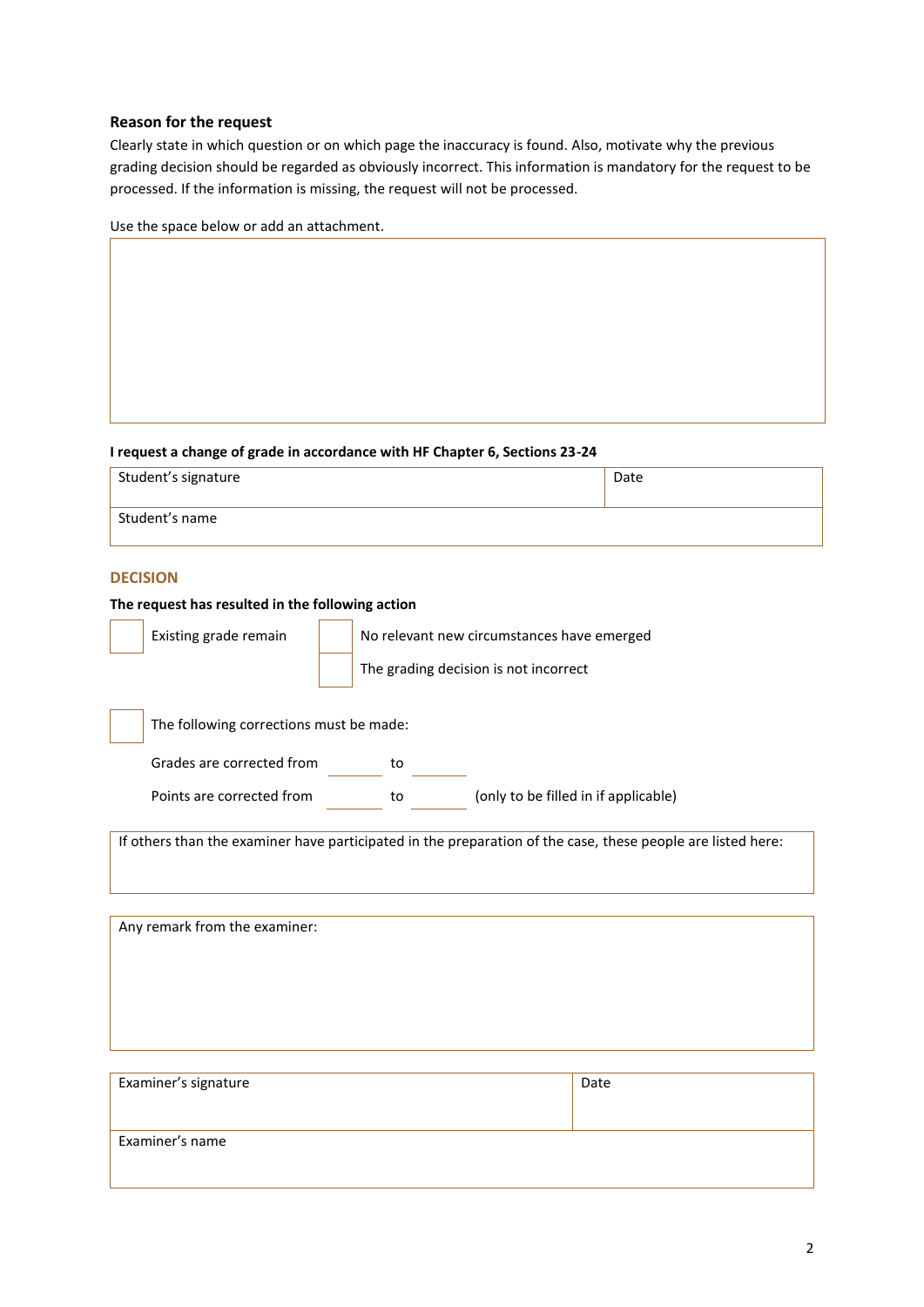### Reason for the request

Clearly state in which question or on which page the inaccuracy is found. Also, motivate why the previous grading decision should be regarded as obviously incorrect. This information is mandatory for the request to be processed. If the information is missing, the request will not be processed.

Use the space below or add an attachment.

| |
|---|
| |

**I request a change of grade in accordance with HF Chapter 6, Sections 23-24**

| | |
|---|---|
| Student's signature | Date |
| Student's name | |

### DECISION

**The request has resulted in the following action**

☐ Existing grade remain

☐ No relevant new circumstances have emerged

☐ The grading decision is not incorrect

☐ The following corrections must be made:

Grades are corrected from ______ to ______

Points are corrected from ______ to ______ (only to be filled in if applicable)

| |
|---|
| If others than the examiner have participated in the preparation of the case, these people are listed here: |

| |
|---|
| Any remark from the examiner: |

| | |
|---|---|
| Examiner's signature | Date |
| Examiner's name | |